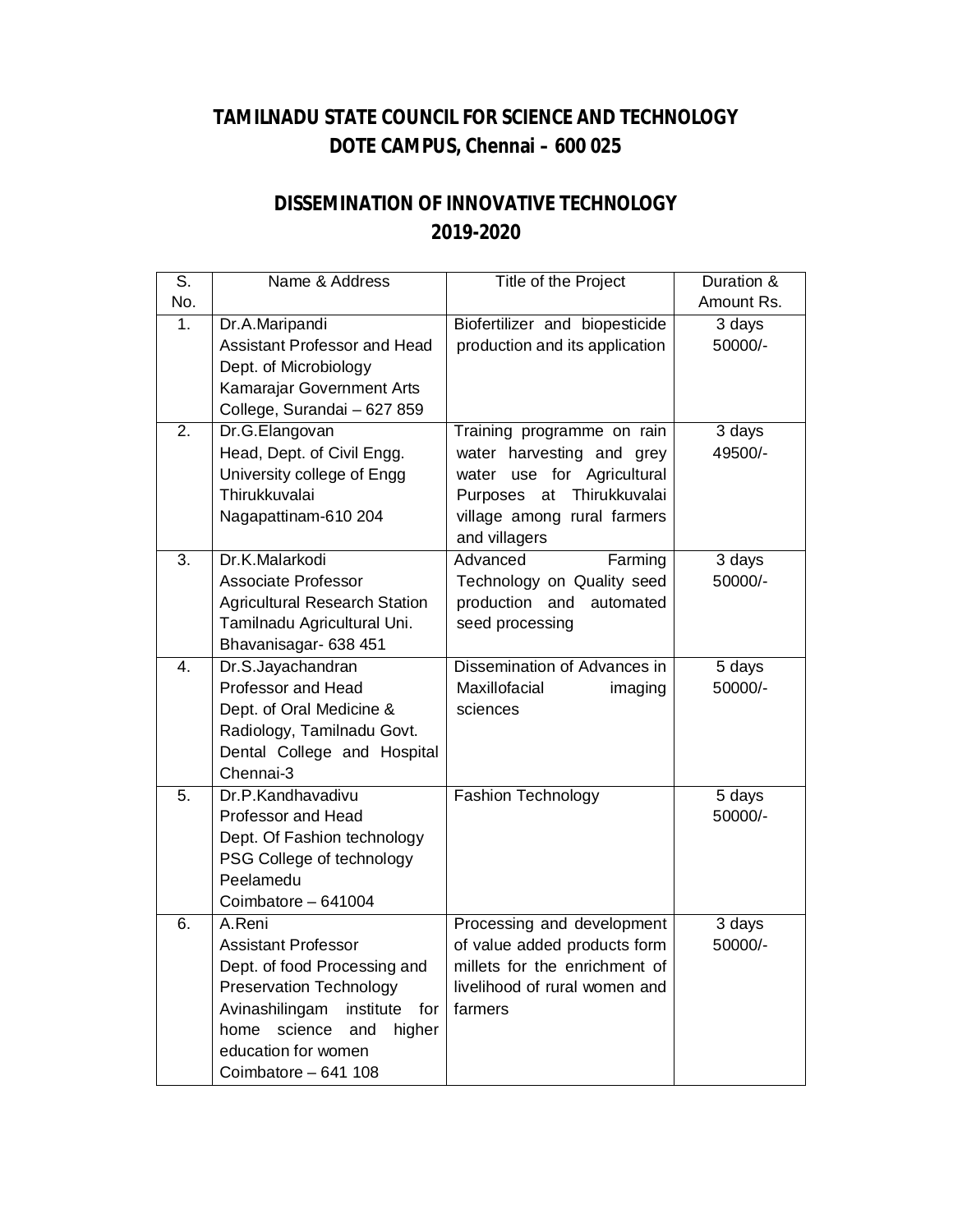# TAMILNADU STATE COUNCIL FOR SCIENCE AND TECHNOLOGY
## DOTE CAMPUS, Chennai – 600 025

## DISSEMINATION OF INNOVATIVE TECHNOLOGY
## 2019-2020

| S. No. | Name & Address | Title of the Project | Duration & Amount Rs. |
|---|---|---|---|
| 1. | Dr.A.Maripandi<br>Assistant Professor and Head<br>Dept. of Microbiology<br>Kamarajar Government Arts College, Surandai – 627 859 | Biofertilizer and biopesticide production and its application | 3 days<br>50000/- |
| 2. | Dr.G.Elangovan<br>Head, Dept. of Civil Engg.<br>University college of Engg<br>Thirukkuvalai<br>Nagapattinam-610 204 | Training programme on rain water harvesting and grey water use for Agricultural Purposes at Thirukkuvalai village among rural farmers and villagers | 3 days<br>49500/- |
| 3. | Dr.K.Malarkodi<br>Associate Professor<br>Agricultural Research Station<br>Tamilnadu Agricultural Uni.<br>Bhavanisagar- 638 451 | Advanced Farming Technology on Quality seed production and automated seed processing | 3 days<br>50000/- |
| 4. | Dr.S.Jayachandran<br>Professor and Head<br>Dept. of Oral Medicine & Radiology, Tamilnadu Govt. Dental College and Hospital<br>Chennai-3 | Dissemination of Advances in Maxillofacial imaging sciences | 5 days<br>50000/- |
| 5. | Dr.P.Kandhavadivu<br>Professor and Head<br>Dept. Of Fashion technology<br>PSG College of technology<br>Peelamedu<br>Coimbatore – 641004 | Fashion Technology | 5 days<br>50000/- |
| 6. | A.Reni<br>Assistant Professor<br>Dept. of food Processing and Preservation Technology<br>Avinashilingam institute for home science and higher education for women<br>Coimbatore – 641 108 | Processing and development of value added products form millets for the enrichment of livelihood of rural women and farmers | 3 days<br>50000/- |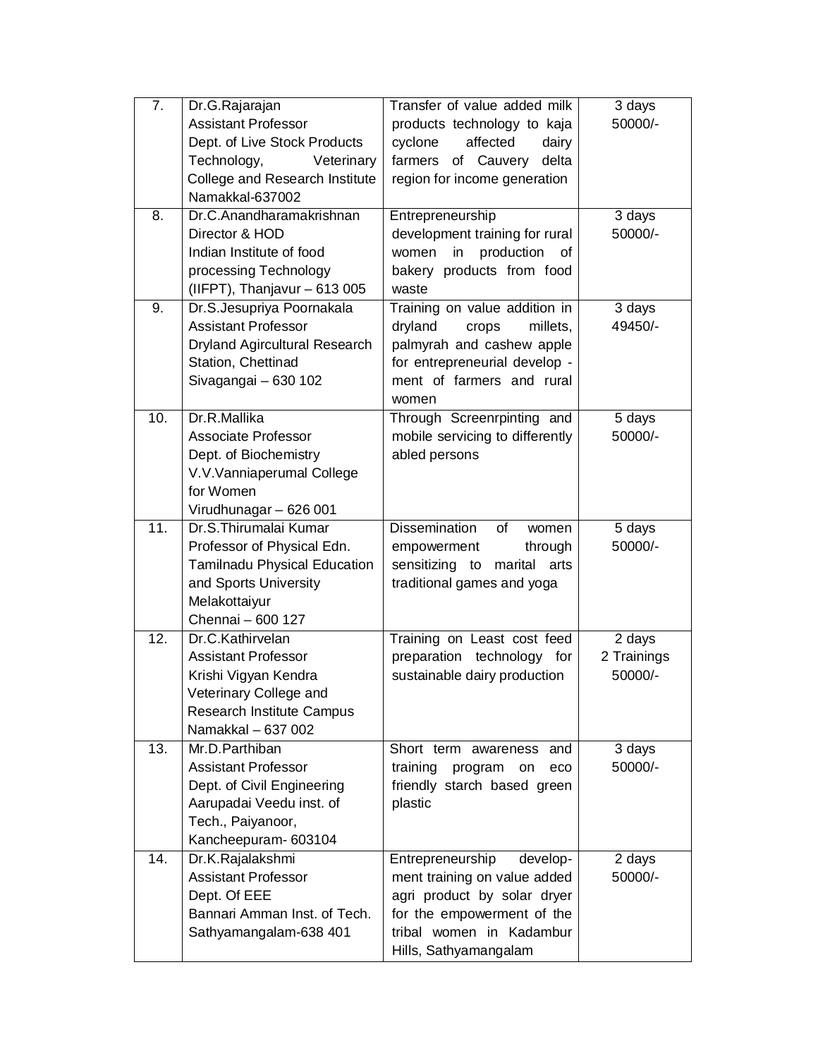| 7. | Dr.G.Rajarajan<br>Assistant Professor<br>Dept. of Live Stock Products Technology, Veterinary College and Research Institute<br>Namakkal-637002 | Transfer of value added milk products technology to kaja cyclone affected dairy farmers of Cauvery delta region for income generation | 3 days<br>50000/- |
|---|---|---|---|
| 8. | Dr.C.Anandharamakrishnan<br>Director & HOD<br>Indian Institute of food processing Technology (IIFPT), Thanjavur – 613 005 | Entrepreneurship development training for rural women in production of bakery products from food waste | 3 days<br>50000/- |
| 9. | Dr.S.Jesupriya Poornakala<br>Assistant Professor<br>Dryland Agircultural Research Station, Chettinad<br>Sivagangai – 630 102 | Training on value addition in dryland crops millets, palmyrah and cashew apple for entrepreneurial develop - ment of farmers and rural women | 3 days<br>49450/- |
| 10. | Dr.R.Mallika<br>Associate Professor<br>Dept. of Biochemistry<br>V.V.Vanniaperumal College for Women<br>Virudhunagar – 626 001 | Through Screenrpinting and mobile servicing to differently abled persons | 5 days<br>50000/- |
| 11. | Dr.S.Thirumalai Kumar<br>Professor of Physical Edn.<br>Tamilnadu Physical Education and Sports University<br>Melakottaiyur<br>Chennai – 600 127 | Dissemination of women empowerment through sensitizing to marital arts traditional games and yoga | 5 days<br>50000/- |
| 12. | Dr.C.Kathirvelan<br>Assistant Professor<br>Krishi Vigyan Kendra<br>Veterinary College and Research Institute Campus<br>Namakkal – 637 002 | Training on Least cost feed preparation technology for sustainable dairy production | 2 days<br>2 Trainings<br>50000/- |
| 13. | Mr.D.Parthiban<br>Assistant Professor<br>Dept. of Civil Engineering<br>Aarupadai Veedu inst. of Tech., Paiyanoor,<br>Kancheepuram- 603104 | Short term awareness and training program on eco friendly starch based green plastic | 3 days<br>50000/- |
| 14. | Dr.K.Rajalakshmi<br>Assistant Professor<br>Dept. Of EEE<br>Bannari Amman Inst. of Tech.<br>Sathyamangalam-638 401 | Entrepreneurship develop-ment training on value added agri product by solar dryer for the empowerment of the tribal women in Kadambur Hills, Sathyamangalam | 2 days<br>50000/- |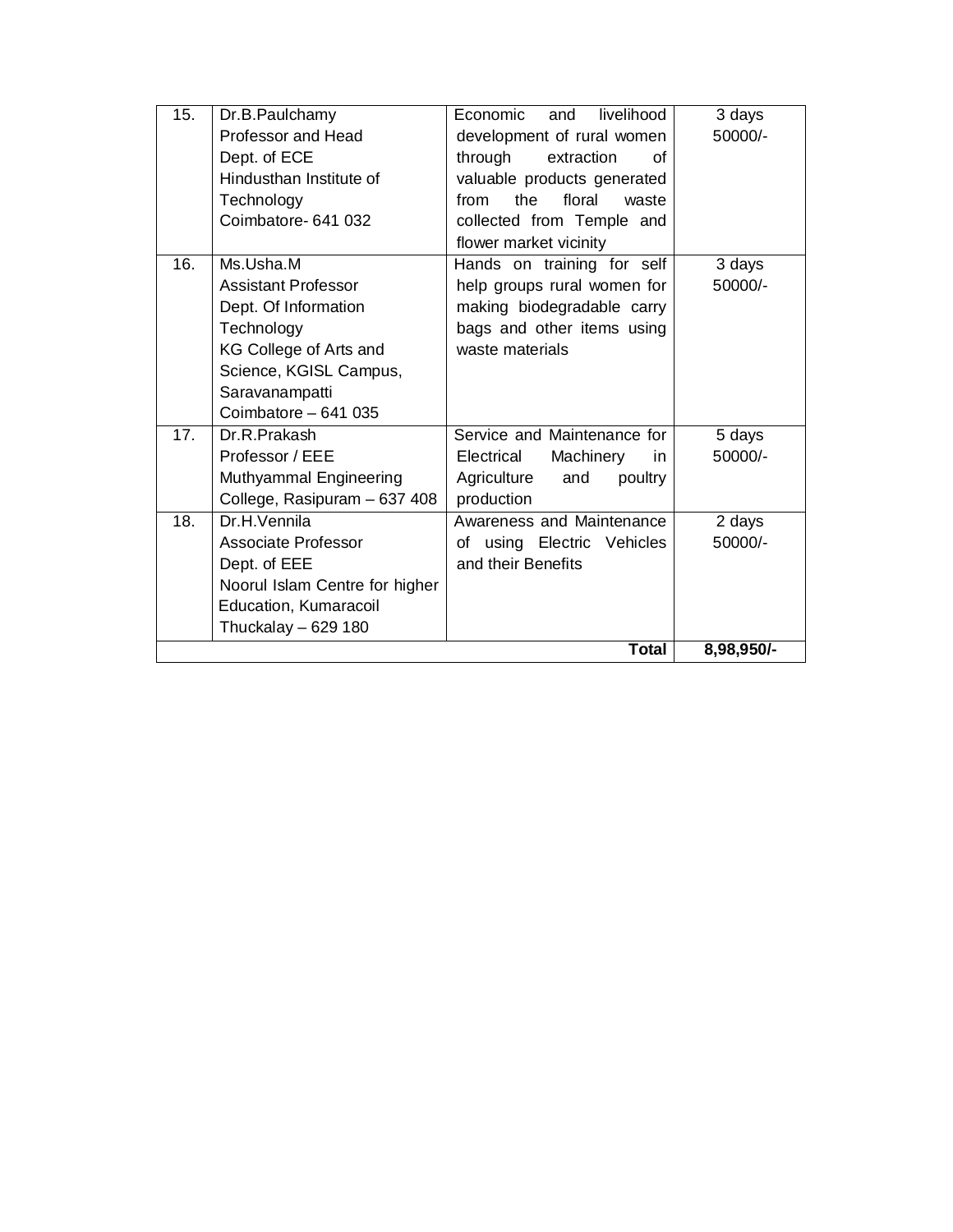| | | | |
|---|---|---|---|
| 15. | Dr.B.Paulchamy<br>Professor and Head<br>Dept. of ECE<br>Hindusthan Institute of Technology<br>Coimbatore- 641 032 | Economic and livelihood development of rural women through extraction of valuable products generated from the floral waste collected from Temple and flower market vicinity | 3 days<br>50000/- |
| 16. | Ms.Usha.M<br>Assistant Professor<br>Dept. Of Information Technology<br>KG College of Arts and Science, KGISL Campus, Saravanampatti<br>Coimbatore – 641 035 | Hands on training for self help groups rural women for making biodegradable carry bags and other items using waste materials | 3 days<br>50000/- |
| 17. | Dr.R.Prakash<br>Professor / EEE<br>Muthyammal Engineering College, Rasipuram – 637 408 | Service and Maintenance for Electrical Machinery in Agriculture and poultry production | 5 days<br>50000/- |
| 18. | Dr.H.Vennila<br>Associate Professor<br>Dept. of EEE<br>Noorul Islam Centre for higher Education, Kumaracoil<br>Thuckalay – 629 180 | Awareness and Maintenance of using Electric Vehicles and their Benefits | 2 days<br>50000/- |
| | | **Total** | **8,98,950/-** |